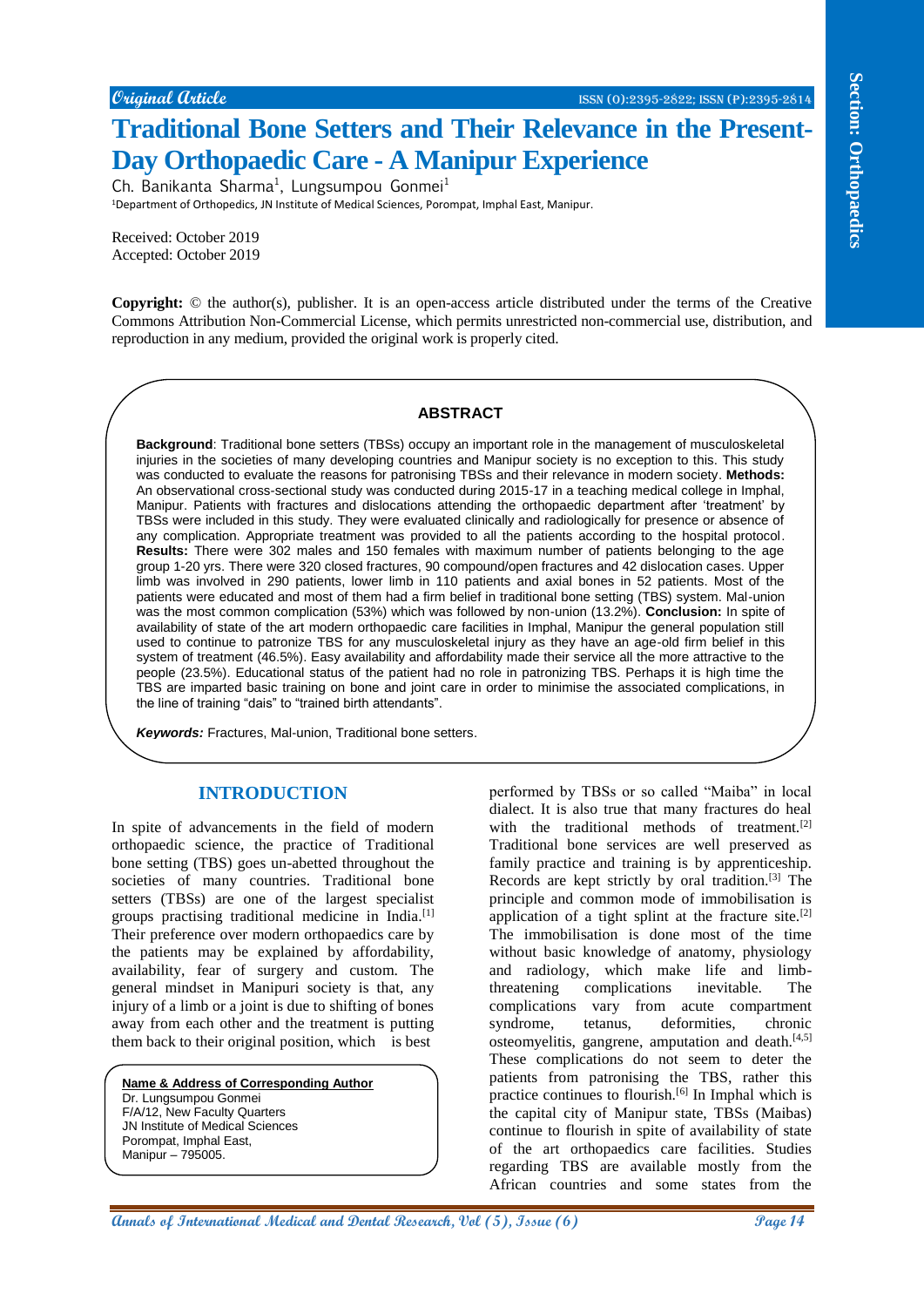**Original Article**

# Traditional Bone Setters and Their Relevance in the Present-Day Orthopaedic Care - A Manipur Experience

Ch. Banikanta Sharma[1], Lungsumpou Gonmei[1]

[1]Department of Orthopedics, JN Institute of Medical Sciences, Porompat, Imphal East, Manipur.

Received: October 2019
Accepted: October 2019

**Copyright:** © the author(s), publisher. It is an open-access article distributed under the terms of the Creative Commons Attribution Non-Commercial License, which permits unrestricted non-commercial use, distribution, and reproduction in any medium, provided the original work is properly cited.

## ABSTRACT

**Background**: Traditional bone setters (TBSs) occupy an important role in the management of musculoskeletal injuries in the societies of many developing countries and Manipur society is no exception to this. This study was conducted to evaluate the reasons for patronising TBSs and their relevance in modern society. **Methods:** An observational cross-sectional study was conducted during 2015-17 in a teaching medical college in Imphal, Manipur. Patients with fractures and dislocations attending the orthopaedic department after 'treatment' by TBSs were included in this study. They were evaluated clinically and radiologically for presence or absence of any complication. Appropriate treatment was provided to all the patients according to the hospital protocol. **Results:** There were 302 males and 150 females with maximum number of patients belonging to the age group 1-20 yrs. There were 320 closed fractures, 90 compound/open fractures and 42 dislocation cases. Upper limb was involved in 290 patients, lower limb in 110 patients and axial bones in 52 patients. Most of the patients were educated and most of them had a firm belief in traditional bone setting (TBS) system. Mal-union was the most common complication (53%) which was followed by non-union (13.2%). **Conclusion:** In spite of availability of state of the art modern orthopaedic care facilities in Imphal, Manipur the general population still used to continue to patronize TBS for any musculoskeletal injury as they have an age-old firm belief in this system of treatment (46.5%). Easy availability and affordability made their service all the more attractive to the people (23.5%). Educational status of the patient had no role in patronizing TBS. Perhaps it is high time the TBS are imparted basic training on bone and joint care in order to minimise the associated complications, in the line of training "dais" to "trained birth attendants".

***Keywords:*** Fractures, Mal-union, Traditional bone setters.

## INTRODUCTION

In spite of advancements in the field of modern orthopaedic science, the practice of Traditional bone setting (TBS) goes un-abetted throughout the societies of many countries. Traditional bone setters (TBSs) are one of the largest specialist groups practising traditional medicine in India.[1] Their preference over modern orthopaedics care by the patients may be explained by affordability, availability, fear of surgery and custom. The general mindset in Manipuri society is that, any injury of a limb or a joint is due to shifting of bones away from each other and the treatment is putting them back to their original position, which is best performed by TBSs or so called "Maiba" in local dialect. It is also true that many fractures do heal with the traditional methods of treatment.[2] Traditional bone services are well preserved as family practice and training is by apprenticeship. Records are kept strictly by oral tradition.[3] The principle and common mode of immobilisation is application of a tight splint at the fracture site.[2] The immobilisation is done most of the time without basic knowledge of anatomy, physiology and radiology, which make life and limb-threatening complications inevitable. The complications vary from acute compartment syndrome, tetanus, deformities, chronic osteomyelitis, gangrene, amputation and death.[4,5] These complications do not seem to deter the patients from patronising the TBS, rather this practice continues to flourish.[6] In Imphal which is the capital city of Manipur state, TBSs (Maibas) continue to flourish in spite of availability of state of the art orthopaedics care facilities. Studies regarding TBS are available mostly from the African countries and some states from the

**Name & Address of Corresponding Author**
Dr. Lungsumpou Gonmei
F/A/12, New Faculty Quarters
JN Institute of Medical Sciences
Porompat, Imphal East,
Manipur – 795005.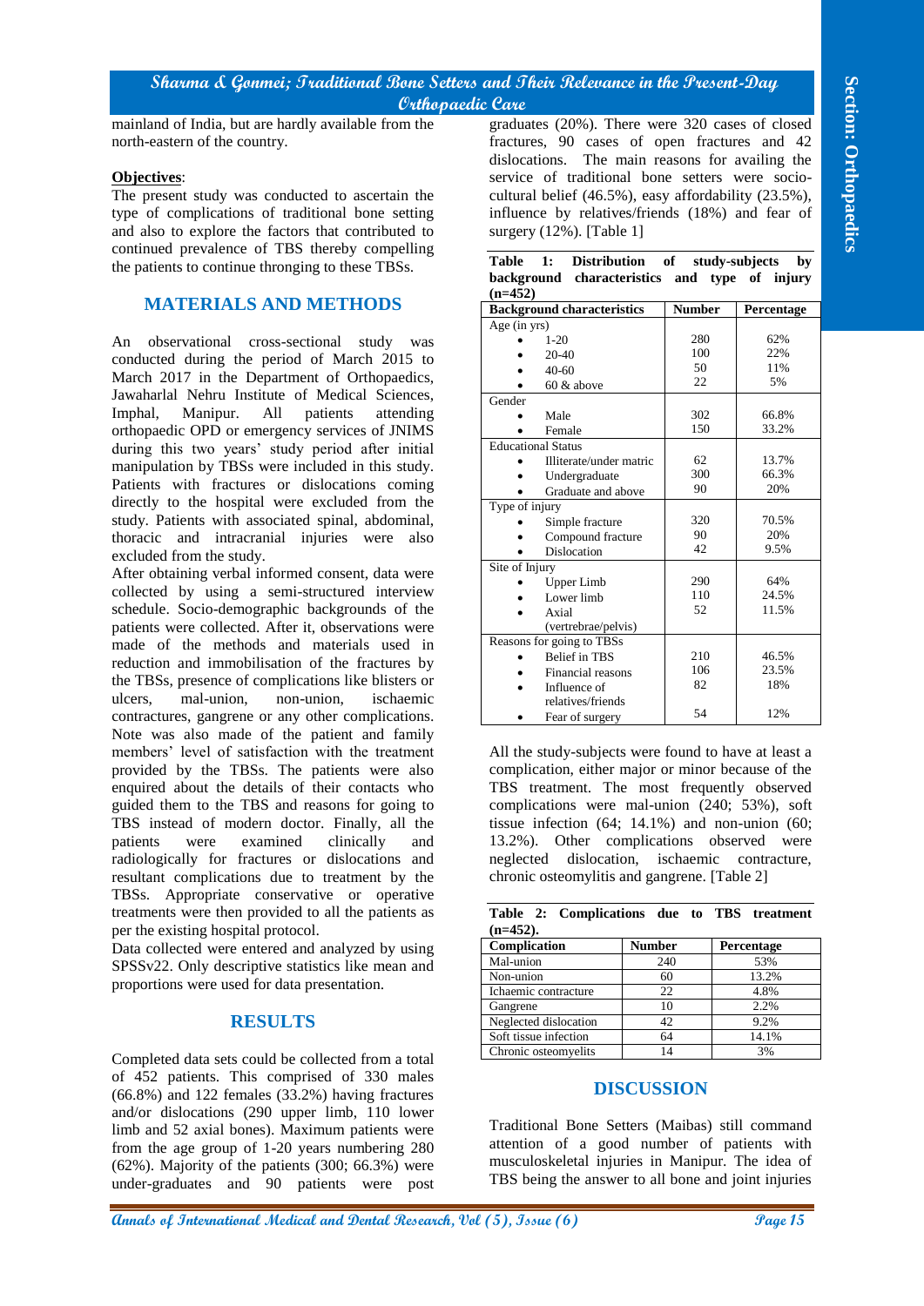mainland of India, but are hardly available from the north-eastern of the country.

**Objectives**:

The present study was conducted to ascertain the type of complications of traditional bone setting and also to explore the factors that contributed to continued prevalence of TBS thereby compelling the patients to continue thronging to these TBSs.

## MATERIALS AND METHODS

An observational cross-sectional study was conducted during the period of March 2015 to March 2017 in the Department of Orthopaedics, Jawaharlal Nehru Institute of Medical Sciences, Imphal, Manipur. All patients attending orthopaedic OPD or emergency services of JNIMS during this two years' study period after initial manipulation by TBSs were included in this study. Patients with fractures or dislocations coming directly to the hospital were excluded from the study. Patients with associated spinal, abdominal, thoracic and intracranial injuries were also excluded from the study.

After obtaining verbal informed consent, data were collected by using a semi-structured interview schedule. Socio-demographic backgrounds of the patients were collected. After it, observations were made of the methods and materials used in reduction and immobilisation of the fractures by the TBSs, presence of complications like blisters or ulcers, mal-union, non-union, ischaemic contractures, gangrene or any other complications. Note was also made of the patient and family members' level of satisfaction with the treatment provided by the TBSs. The patients were also enquired about the details of their contacts who guided them to the TBS and reasons for going to TBS instead of modern doctor. Finally, all the patients were examined clinically and radiologically for fractures or dislocations and resultant complications due to treatment by the TBSs. Appropriate conservative or operative treatments were then provided to all the patients as per the existing hospital protocol.

Data collected were entered and analyzed by using SPSSv22. Only descriptive statistics like mean and proportions were used for data presentation.

## RESULTS

Completed data sets could be collected from a total of 452 patients. This comprised of 330 males (66.8%) and 122 females (33.2%) having fractures and/or dislocations (290 upper limb, 110 lower limb and 52 axial bones). Maximum patients were from the age group of 1-20 years numbering 280 (62%). Majority of the patients (300; 66.3%) were under-graduates and 90 patients were post graduates (20%). There were 320 cases of closed fractures, 90 cases of open fractures and 42 dislocations. The main reasons for availing the service of traditional bone setters were socio-cultural belief (46.5%), easy affordability (23.5%), influence by relatives/friends (18%) and fear of surgery (12%). [Table 1]

**Table 1: Distribution of study-subjects by background characteristics and type of injury (n=452)**

| Background characteristics | Number | Percentage |
|---|---|---|
| Age (in yrs) | | |
| • 1-20 | 280 | 62% |
| • 20-40 | 100 | 22% |
| • 40-60 | 50 | 11% |
| • 60 & above | 22 | 5% |
| Gender | | |
| • Male | 302 | 66.8% |
| • Female | 150 | 33.2% |
| Educational Status | | |
| • Illiterate/under matric | 62 | 13.7% |
| • Undergraduate | 300 | 66.3% |
| • Graduate and above | 90 | 20% |
| Type of injury | | |
| • Simple fracture | 320 | 70.5% |
| • Compound fracture | 90 | 20% |
| • Dislocation | 42 | 9.5% |
| Site of Injury | | |
| • Upper Limb | 290 | 64% |
| • Lower limb | 110 | 24.5% |
| • Axial (vertrebrae/pelvis) | 52 | 11.5% |
| Reasons for going to TBSs | | |
| • Belief in TBS | 210 | 46.5% |
| • Financial reasons | 106 | 23.5% |
| • Influence of relatives/friends | 82 | 18% |
| • Fear of surgery | 54 | 12% |

All the study-subjects were found to have at least a complication, either major or minor because of the TBS treatment. The most frequently observed complications were mal-union (240; 53%), soft tissue infection (64; 14.1%) and non-union (60; 13.2%). Other complications observed were neglected dislocation, ischaemic contracture, chronic osteomylitis and gangrene. [Table 2]

**Table 2: Complications due to TBS treatment (n=452).**

| Complication | Number | Percentage |
|---|---|---|
| Mal-union | 240 | 53% |
| Non-union | 60 | 13.2% |
| Ichaemic contracture | 22 | 4.8% |
| Gangrene | 10 | 2.2% |
| Neglected dislocation | 42 | 9.2% |
| Soft tissue infection | 64 | 14.1% |
| Chronic osteomyelits | 14 | 3% |

## DISCUSSION

Traditional Bone Setters (Maibas) still command attention of a good number of patients with musculoskeletal injuries in Manipur. The idea of TBS being the answer to all bone and joint injuries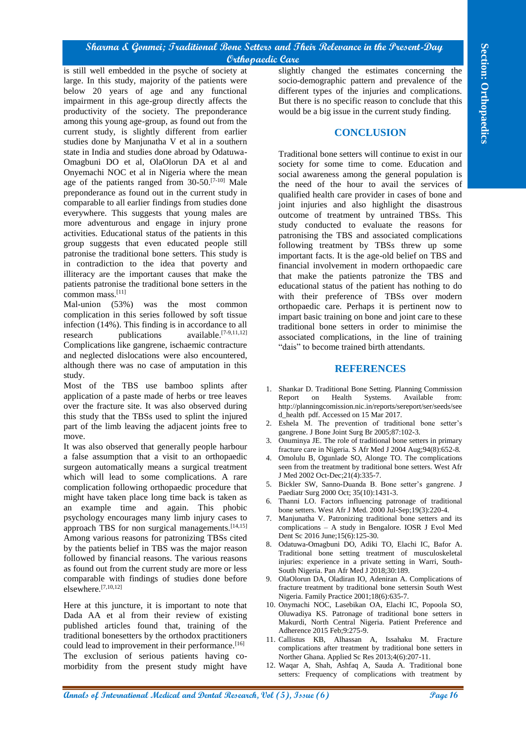is still well embedded in the psyche of society at large. In this study, majority of the patients were below 20 years of age and any functional impairment in this age-group directly affects the productivity of the society. The preponderance among this young age-group, as found out from the current study, is slightly different from earlier studies done by Manjunatha V et al in a southern state in India and studies done abroad by Odatuwa-Omagbuni DO et al, OlaOlorun DA et al and Onyemachi NOC et al in Nigeria where the mean age of the patients ranged from 30-50.[7-10] Male preponderance as found out in the current study in comparable to all earlier findings from studies done everywhere. This suggests that young males are more adventurous and engage in injury prone activities. Educational status of the patients in this group suggests that even educated people still patronise the traditional bone setters. This study is in contradiction to the idea that poverty and illiteracy are the important causes that make the patients patronise the traditional bone setters in the common mass.[11]

Mal-union (53%) was the most common complication in this series followed by soft tissue infection (14%). This finding is in accordance to all research publications available.[7-9,11,12] Complications like gangrene, ischaemic contracture and neglected dislocations were also encountered, although there was no case of amputation in this study.

Most of the TBS use bamboo splints after application of a paste made of herbs or tree leaves over the fracture site. It was also observed during this study that the TBSs used to splint the injured part of the limb leaving the adjacent joints free to move.

It was also observed that generally people harbour a false assumption that a visit to an orthopaedic surgeon automatically means a surgical treatment which will lead to some complications. A rare complication following orthopaedic procedure that might have taken place long time back is taken as an example time and again. This phobic psychology encourages many limb injury cases to approach TBS for non surgical managements.[14,15] Among various reasons for patronizing TBSs cited by the patients belief in TBS was the major reason followed by financial reasons. The various reasons as found out from the current study are more or less comparable with findings of studies done before elsewhere.[7,10,12]

Here at this juncture, it is important to note that Dada AA et al from their review of existing published articles found that, training of the traditional bonesetters by the orthodox practitioners could lead to improvement in their performance.[16] The exclusion of serious patients having co-morbidity from the present study might have slightly changed the estimates concerning the socio-demographic pattern and prevalence of the different types of the injuries and complications. But there is no specific reason to conclude that this would be a big issue in the current study finding.

## CONCLUSION

Traditional bone setters will continue to exist in our society for some time to come. Education and social awareness among the general population is the need of the hour to avail the services of qualified health care provider in cases of bone and joint injuries and also highlight the disastrous outcome of treatment by untrained TBSs. This study conducted to evaluate the reasons for patronising the TBS and associated complications following treatment by TBSs threw up some important facts. It is the age-old belief on TBS and financial involvement in modern orthopaedic care that make the patients patronize the TBS and educational status of the patient has nothing to do with their preference of TBSs over modern orthopaedic care. Perhaps it is pertinent now to impart basic training on bone and joint care to these traditional bone setters in order to minimise the associated complications, in the line of training "dais" to become trained birth attendants.

## REFERENCES

1. Shankar D. Traditional Bone Setting. Planning Commission Report on Health Systems. Available from: http://planningcomission.nic.in/reports/sereport/ser/seeds/seed_health pdf. Accessed on 15 Mar 2017.
2. Eshela M. The prevention of traditional bone setter's gangrene. J Bone Joint Surg Br 2005;87:102-3.
3. Onuminya JE. The role of traditional bone setters in primary fracture care in Nigeria. S Afr Med J 2004 Aug;94(8):652-8.
4. Omolulu B, Ogunlade SO, Alonge TO. The complications seen from the treatment by traditional bone setters. West Afr J Med 2002 Oct-Dec;21(4):335-7.
5. Bickler SW, Sanno-Duanda B. Bone setter's gangrene. J Paediatr Surg 2000 Oct; 35(10):1431-3.
6. Thanni LO. Factors influencing patronage of traditional bone setters. West Afr J Med. 2000 Jul-Sep;19(3):220-4.
7. Manjunatha V. Patronizing traditional bone setters and its complications – A study in Bengalore. IOSR J Evol Med Dent Sc 2016 June;15(6):125-30.
8. Odatuwa-Omagbuni DO, Adiki TO, Elachi IC, Bafor A. Traditional bone setting treatment of musculoskeletal injuries: experience in a private setting in Warri, South-South Nigeria. Pan Afr Med J 2018;30:189.
9. OlaOlorun DA, Oladiran IO, Adeniran A. Complications of fracture treatment by traditional bone settersin South West Nigeria. Family Practice 2001;18(6):635-7.
10. Onymachi NOC, Lasebikan OA, Elachi IC, Popoola SO, Oluwadiya KS. Patronage of traditional bone setters in Makurdi, North Central Nigeria. Patient Preference and Adherence 2015 Feb;9:275-9.
11. Callistus KB, Alhassan A, Issahaku M. Fracture complications after treatment by traditional bone setters in Northen Ghana. Applied Sc Res 2013;4(6):207-11.
12. Waqar A, Shah, Ashfaq A, Sauda A. Traditional bone setters: Frequency of complications with treatment by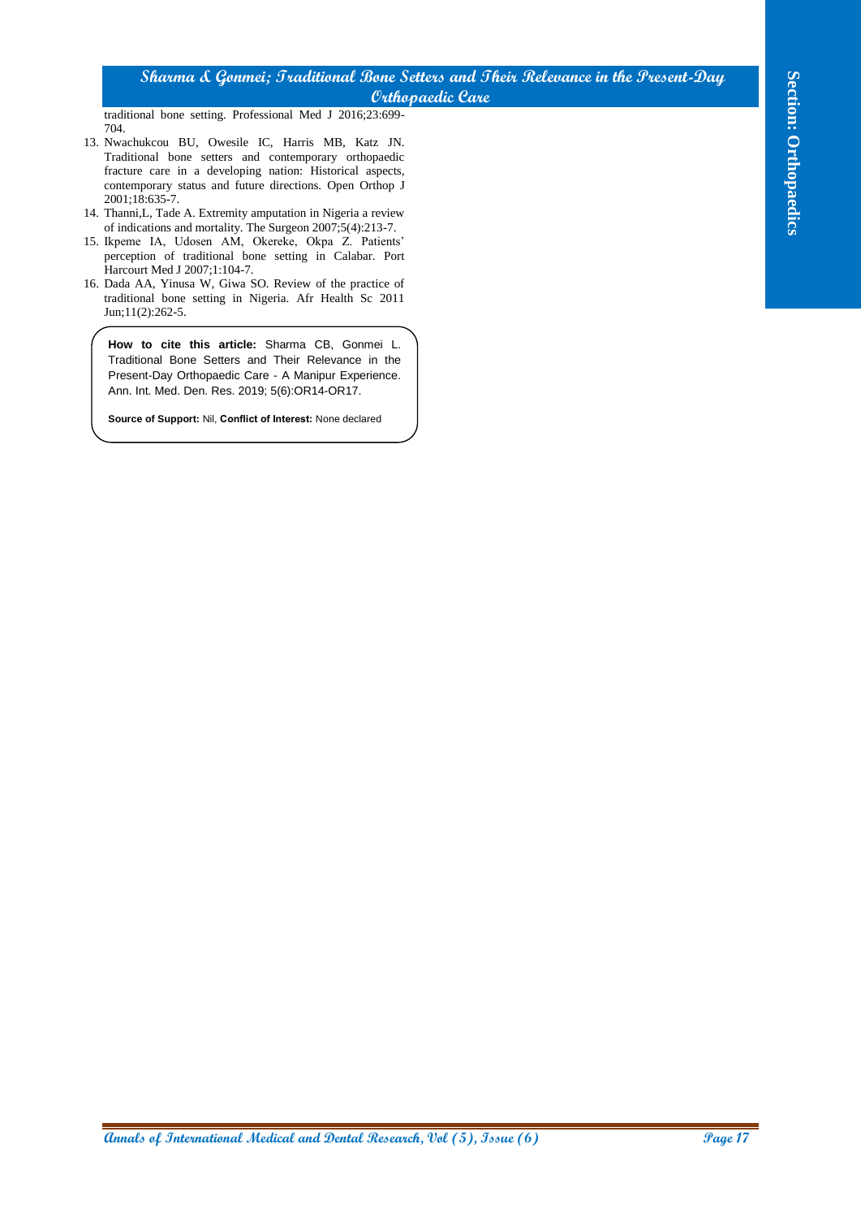traditional bone setting. Professional Med J 2016;23:699-704.

13. Nwachukcou BU, Owesile IC, Harris MB, Katz JN. Traditional bone setters and contemporary orthopaedic fracture care in a developing nation: Historical aspects, contemporary status and future directions. Open Orthop J 2001;18:635-7.
14. Thanni,L, Tade A. Extremity amputation in Nigeria a review of indications and mortality. The Surgeon 2007;5(4):213-7.
15. Ikpeme IA, Udosen AM, Okereke, Okpa Z. Patients' perception of traditional bone setting in Calabar. Port Harcourt Med J 2007;1:104-7.
16. Dada AA, Yinusa W, Giwa SO. Review of the practice of traditional bone setting in Nigeria. Afr Health Sc 2011 Jun;11(2):262-5.

**How to cite this article:** Sharma CB, Gonmei L. Traditional Bone Setters and Their Relevance in the Present-Day Orthopaedic Care - A Manipur Experience. Ann. Int. Med. Den. Res. 2019; 5(6):OR14-OR17.

**Source of Support:** Nil, **Conflict of Interest:** None declared